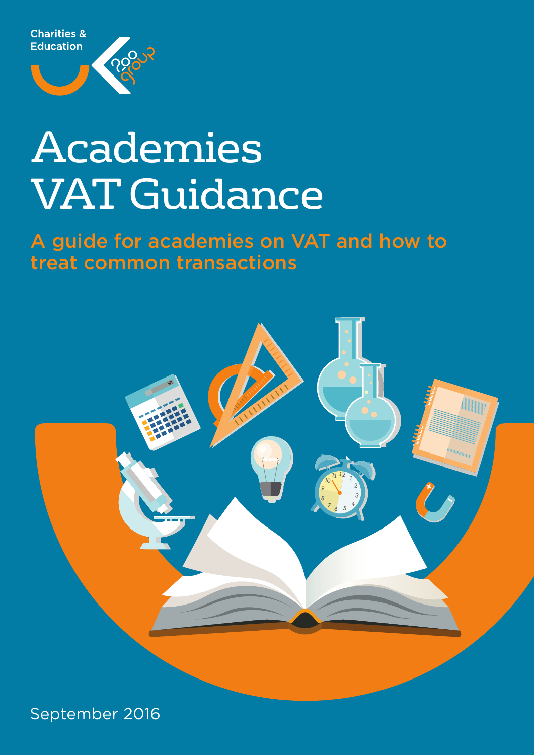Charities & Education

# Academies VAT Guidance

## A guide for academies on VAT and how to treat common transactions

September 2016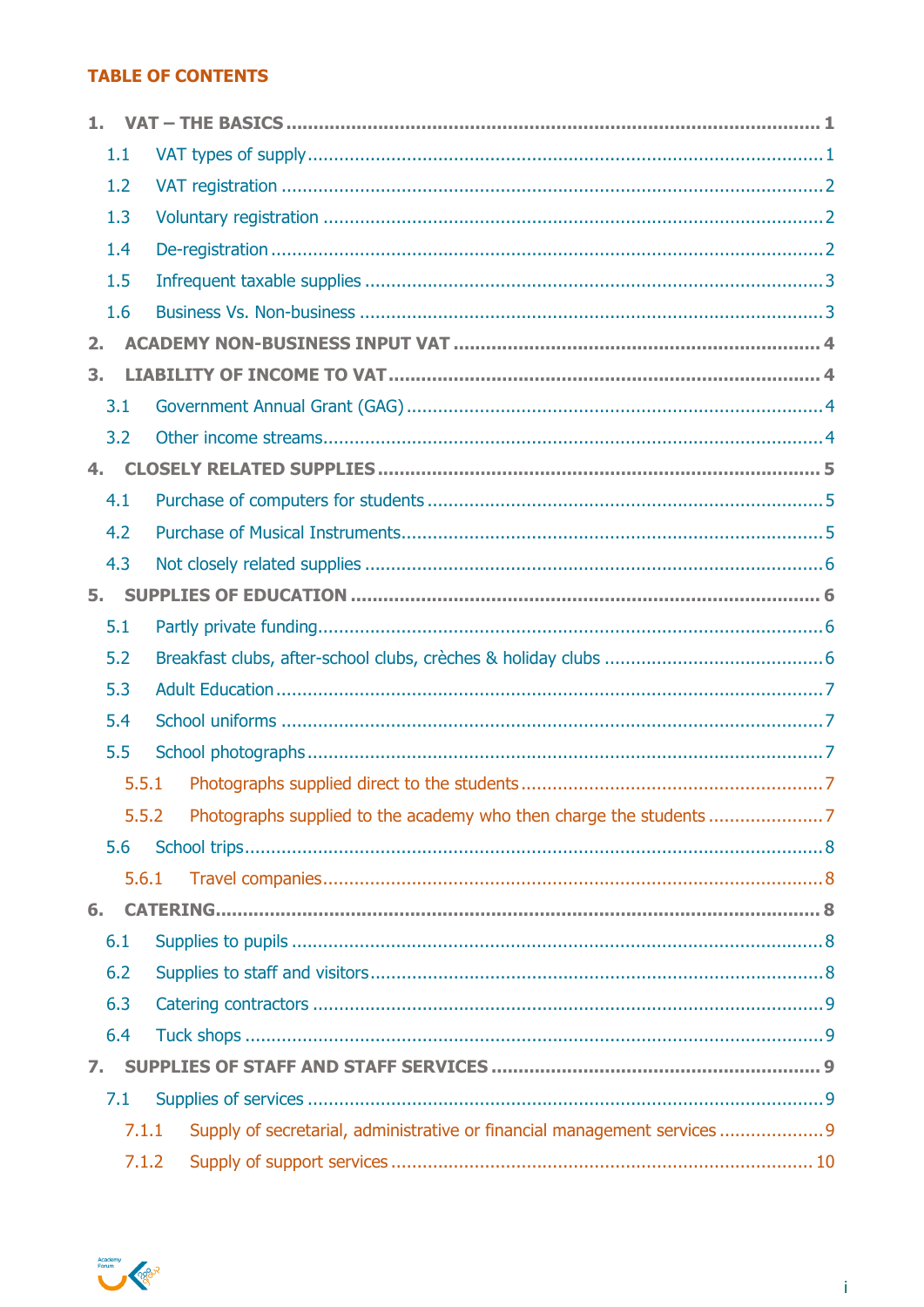**TABLE OF CONTENTS**

1. VAT – THE BASICS ..... 1
   - 1.1 VAT types of supply ..... 1
   - 1.2 VAT registration ..... 2
   - 1.3 Voluntary registration ..... 2
   - 1.4 De-registration ..... 2
   - 1.5 Infrequent taxable supplies ..... 3
   - 1.6 Business Vs. Non-business ..... 3
2. ACADEMY NON-BUSINESS INPUT VAT ..... 4
3. LIABILITY OF INCOME TO VAT ..... 4
   - 3.1 Government Annual Grant (GAG) ..... 4
   - 3.2 Other income streams ..... 4
4. CLOSELY RELATED SUPPLIES ..... 5
   - 4.1 Purchase of computers for students ..... 5
   - 4.2 Purchase of Musical Instruments ..... 5
   - 4.3 Not closely related supplies ..... 6
5. SUPPLIES OF EDUCATION ..... 6
   - 5.1 Partly private funding ..... 6
   - 5.2 Breakfast clubs, after-school clubs, crèches & holiday clubs ..... 6
   - 5.3 Adult Education ..... 7
   - 5.4 School uniforms ..... 7
   - 5.5 School photographs ..... 7
     - 5.5.1 Photographs supplied direct to the students ..... 7
     - 5.5.2 Photographs supplied to the academy who then charge the students ..... 7
   - 5.6 School trips ..... 8
     - 5.6.1 Travel companies ..... 8
6. CATERING ..... 8
   - 6.1 Supplies to pupils ..... 8
   - 6.2 Supplies to staff and visitors ..... 8
   - 6.3 Catering contractors ..... 9
   - 6.4 Tuck shops ..... 9
7. SUPPLIES OF STAFF AND STAFF SERVICES ..... 9
   - 7.1 Supplies of services ..... 9
     - 7.1.1 Supply of secretarial, administrative or financial management services ..... 9
     - 7.1.2 Supply of support services ..... 10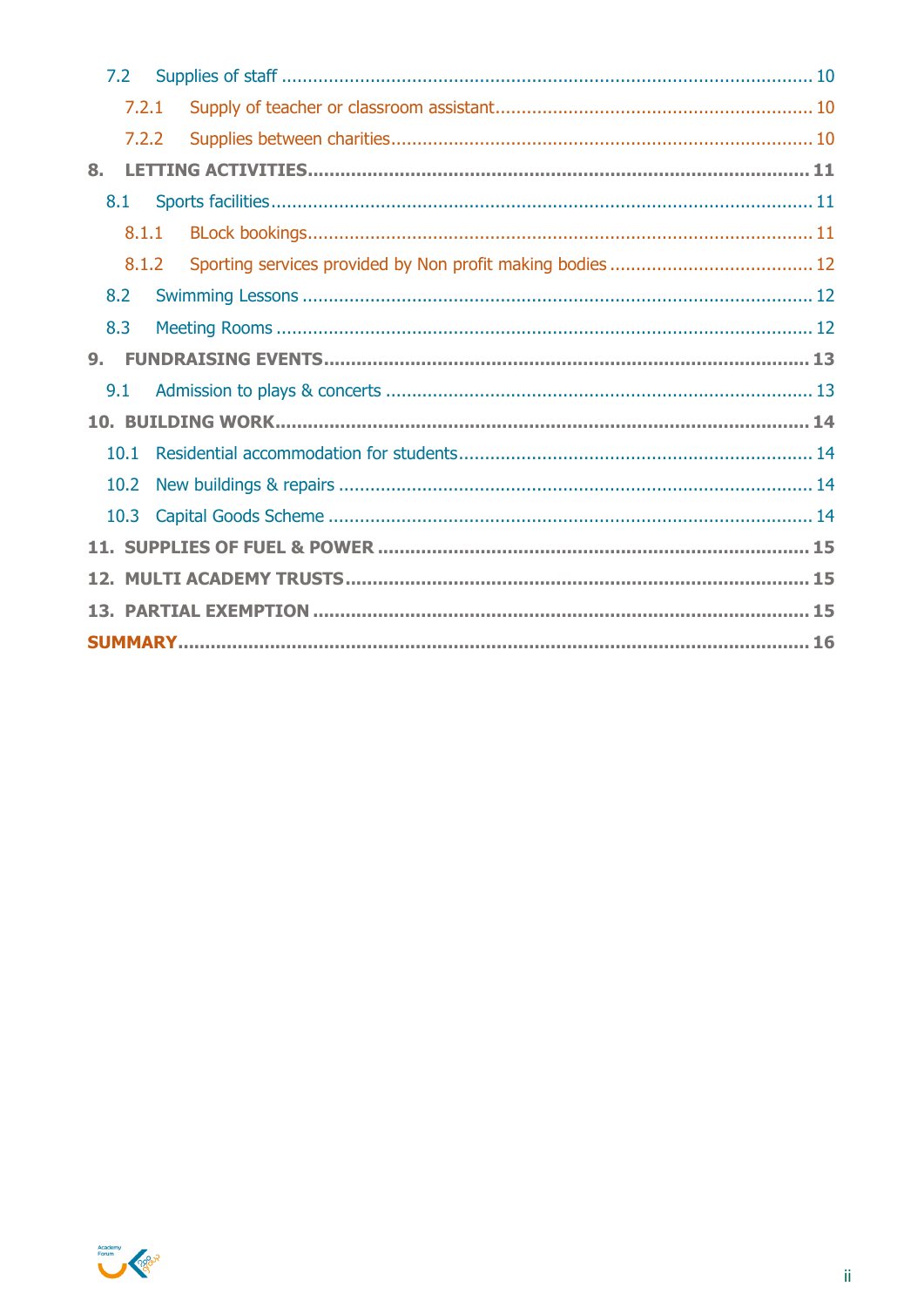- 7.2 Supplies of staff ..... 10
  - 7.2.1 Supply of teacher or classroom assistant ..... 10
  - 7.2.2 Supplies between charities ..... 10
- **8. LETTING ACTIVITIES ..... 11**
  - 8.1 Sports facilities ..... 11
    - 8.1.1 BLock bookings ..... 11
    - 8.1.2 Sporting services provided by Non profit making bodies ..... 12
  - 8.2 Swimming Lessons ..... 12
  - 8.3 Meeting Rooms ..... 12
- **9. FUNDRAISING EVENTS ..... 13**
  - 9.1 Admission to plays & concerts ..... 13
- **10. BUILDING WORK ..... 14**
  - 10.1 Residential accommodation for students ..... 14
  - 10.2 New buildings & repairs ..... 14
  - 10.3 Capital Goods Scheme ..... 14
- **11. SUPPLIES OF FUEL & POWER ..... 15**
- **12. MULTI ACADEMY TRUSTS ..... 15**
- **13. PARTIAL EXEMPTION ..... 15**
- **SUMMARY ..... 16**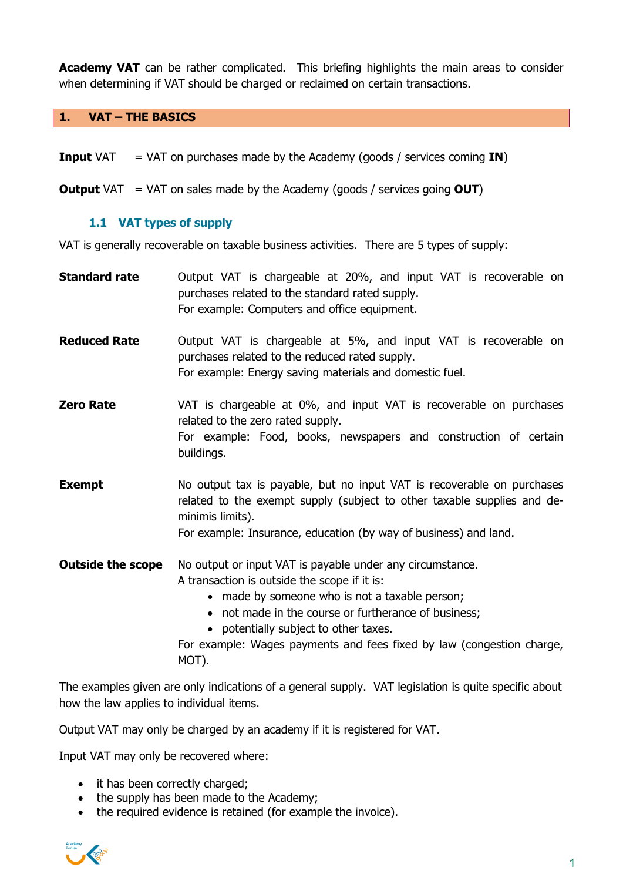**Academy VAT** can be rather complicated. This briefing highlights the main areas to consider when determining if VAT should be charged or reclaimed on certain transactions.

## 1. VAT – THE BASICS

**Input** VAT = VAT on purchases made by the Academy (goods / services coming **IN**)

**Output** VAT = VAT on sales made by the Academy (goods / services going **OUT**)

### 1.1 VAT types of supply

VAT is generally recoverable on taxable business activities. There are 5 types of supply:

**Standard rate**
Output VAT is chargeable at 20%, and input VAT is recoverable on purchases related to the standard rated supply.
For example: Computers and office equipment.

**Reduced Rate**
Output VAT is chargeable at 5%, and input VAT is recoverable on purchases related to the reduced rated supply.
For example: Energy saving materials and domestic fuel.

**Zero Rate**
VAT is chargeable at 0%, and input VAT is recoverable on purchases related to the zero rated supply.
For example: Food, books, newspapers and construction of certain buildings.

**Exempt**
No output tax is payable, but no input VAT is recoverable on purchases related to the exempt supply (subject to other taxable supplies and de-minimis limits).
For example: Insurance, education (by way of business) and land.

**Outside the scope**
No output or input VAT is payable under any circumstance.
A transaction is outside the scope if it is:

- made by someone who is not a taxable person;
- not made in the course or furtherance of business;
- potentially subject to other taxes.

For example: Wages payments and fees fixed by law (congestion charge, MOT).

The examples given are only indications of a general supply. VAT legislation is quite specific about how the law applies to individual items.

Output VAT may only be charged by an academy if it is registered for VAT.

Input VAT may only be recovered where:

- it has been correctly charged;
- the supply has been made to the Academy;
- the required evidence is retained (for example the invoice).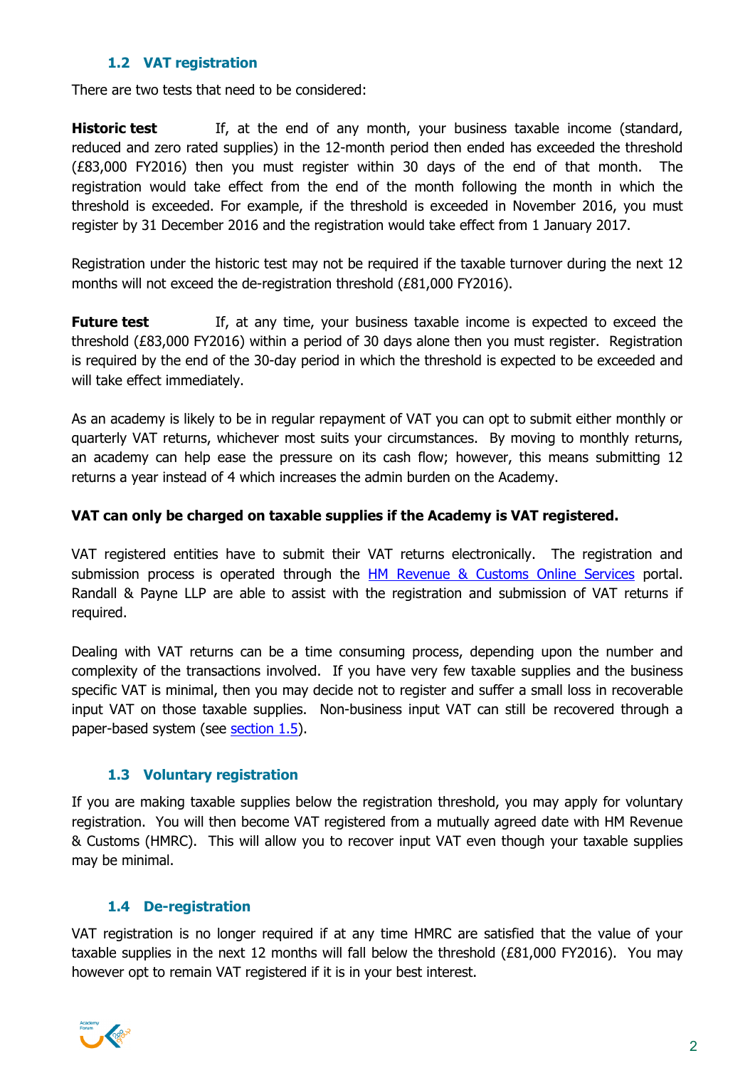### 1.2 VAT registration

There are two tests that need to be considered:

**Historic test** If, at the end of any month, your business taxable income (standard, reduced and zero rated supplies) in the 12-month period then ended has exceeded the threshold (£83,000 FY2016) then you must register within 30 days of the end of that month. The registration would take effect from the end of the month following the month in which the threshold is exceeded. For example, if the threshold is exceeded in November 2016, you must register by 31 December 2016 and the registration would take effect from 1 January 2017.

Registration under the historic test may not be required if the taxable turnover during the next 12 months will not exceed the de-registration threshold (£81,000 FY2016).

**Future test** If, at any time, your business taxable income is expected to exceed the threshold (£83,000 FY2016) within a period of 30 days alone then you must register. Registration is required by the end of the 30-day period in which the threshold is expected to be exceeded and will take effect immediately.

As an academy is likely to be in regular repayment of VAT you can opt to submit either monthly or quarterly VAT returns, whichever most suits your circumstances. By moving to monthly returns, an academy can help ease the pressure on its cash flow; however, this means submitting 12 returns a year instead of 4 which increases the admin burden on the Academy.

**VAT can only be charged on taxable supplies if the Academy is VAT registered.**

VAT registered entities have to submit their VAT returns electronically. The registration and submission process is operated through the HM Revenue & Customs Online Services portal. Randall & Payne LLP are able to assist with the registration and submission of VAT returns if required.

Dealing with VAT returns can be a time consuming process, depending upon the number and complexity of the transactions involved. If you have very few taxable supplies and the business specific VAT is minimal, then you may decide not to register and suffer a small loss in recoverable input VAT on those taxable supplies. Non-business input VAT can still be recovered through a paper-based system (see section 1.5).

### 1.3 Voluntary registration

If you are making taxable supplies below the registration threshold, you may apply for voluntary registration. You will then become VAT registered from a mutually agreed date with HM Revenue & Customs (HMRC). This will allow you to recover input VAT even though your taxable supplies may be minimal.

### 1.4 De-registration

VAT registration is no longer required if at any time HMRC are satisfied that the value of your taxable supplies in the next 12 months will fall below the threshold (£81,000 FY2016). You may however opt to remain VAT registered if it is in your best interest.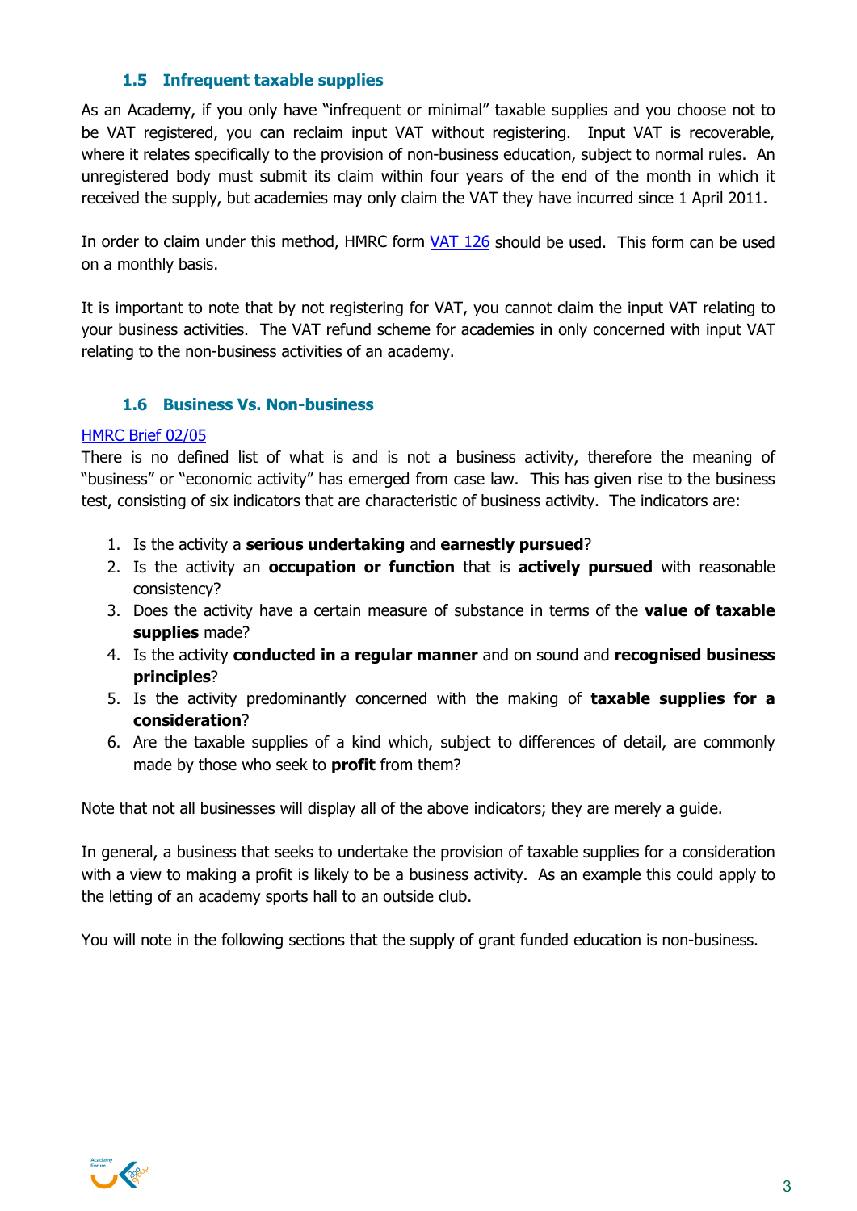### 1.5 Infrequent taxable supplies

As an Academy, if you only have "infrequent or minimal" taxable supplies and you choose not to be VAT registered, you can reclaim input VAT without registering. Input VAT is recoverable, where it relates specifically to the provision of non-business education, subject to normal rules. An unregistered body must submit its claim within four years of the end of the month in which it received the supply, but academies may only claim the VAT they have incurred since 1 April 2011.

In order to claim under this method, HMRC form VAT 126 should be used. This form can be used on a monthly basis.

It is important to note that by not registering for VAT, you cannot claim the input VAT relating to your business activities. The VAT refund scheme for academies in only concerned with input VAT relating to the non-business activities of an academy.

### 1.6 Business Vs. Non-business

HMRC Brief 02/05

There is no defined list of what is and is not a business activity, therefore the meaning of "business" or "economic activity" has emerged from case law. This has given rise to the business test, consisting of six indicators that are characteristic of business activity. The indicators are:

1. Is the activity a **serious undertaking** and **earnestly pursued**?
2. Is the activity an **occupation or function** that is **actively pursued** with reasonable consistency?
3. Does the activity have a certain measure of substance in terms of the **value of taxable supplies** made?
4. Is the activity **conducted in a regular manner** and on sound and **recognised business principles**?
5. Is the activity predominantly concerned with the making of **taxable supplies for a consideration**?
6. Are the taxable supplies of a kind which, subject to differences of detail, are commonly made by those who seek to **profit** from them?

Note that not all businesses will display all of the above indicators; they are merely a guide.

In general, a business that seeks to undertake the provision of taxable supplies for a consideration with a view to making a profit is likely to be a business activity. As an example this could apply to the letting of an academy sports hall to an outside club.

You will note in the following sections that the supply of grant funded education is non-business.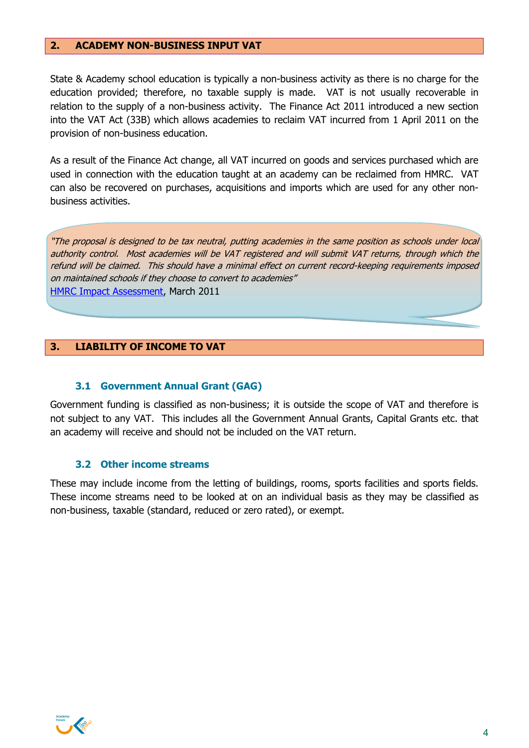## 2. ACADEMY NON-BUSINESS INPUT VAT

State & Academy school education is typically a non-business activity as there is no charge for the education provided; therefore, no taxable supply is made. VAT is not usually recoverable in relation to the supply of a non-business activity. The Finance Act 2011 introduced a new section into the VAT Act (33B) which allows academies to reclaim VAT incurred from 1 April 2011 on the provision of non-business education.

As a result of the Finance Act change, all VAT incurred on goods and services purchased which are used in connection with the education taught at an academy can be reclaimed from HMRC. VAT can also be recovered on purchases, acquisitions and imports which are used for any other non-business activities.

> *"The proposal is designed to be tax neutral, putting academies in the same position as schools under local authority control. Most academies will be VAT registered and will submit VAT returns, through which the refund will be claimed. This should have a minimal effect on current record-keeping requirements imposed on maintained schools if they choose to convert to academies"*
> HMRC Impact Assessment, March 2011

## 3. LIABILITY OF INCOME TO VAT

### 3.1 Government Annual Grant (GAG)

Government funding is classified as non-business; it is outside the scope of VAT and therefore is not subject to any VAT. This includes all the Government Annual Grants, Capital Grants etc. that an academy will receive and should not be included on the VAT return.

### 3.2 Other income streams

These may include income from the letting of buildings, rooms, sports facilities and sports fields. These income streams need to be looked at on an individual basis as they may be classified as non-business, taxable (standard, reduced or zero rated), or exempt.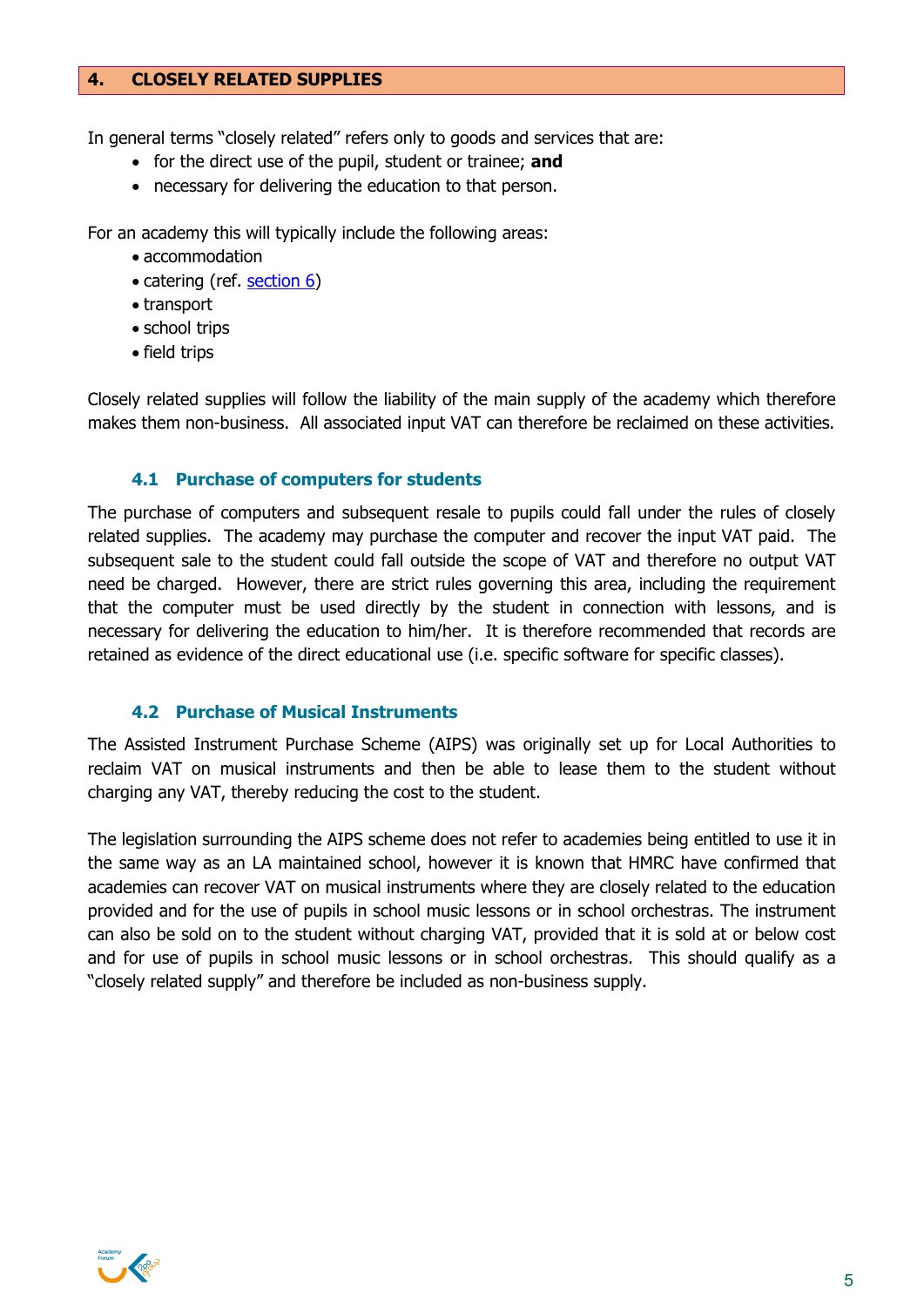## 4. CLOSELY RELATED SUPPLIES

In general terms "closely related" refers only to goods and services that are:

- for the direct use of the pupil, student or trainee; **and**
- necessary for delivering the education to that person.

For an academy this will typically include the following areas:

- accommodation
- catering (ref. section 6)
- transport
- school trips
- field trips

Closely related supplies will follow the liability of the main supply of the academy which therefore makes them non-business. All associated input VAT can therefore be reclaimed on these activities.

### 4.1 Purchase of computers for students

The purchase of computers and subsequent resale to pupils could fall under the rules of closely related supplies. The academy may purchase the computer and recover the input VAT paid. The subsequent sale to the student could fall outside the scope of VAT and therefore no output VAT need be charged. However, there are strict rules governing this area, including the requirement that the computer must be used directly by the student in connection with lessons, and is necessary for delivering the education to him/her. It is therefore recommended that records are retained as evidence of the direct educational use (i.e. specific software for specific classes).

### 4.2 Purchase of Musical Instruments

The Assisted Instrument Purchase Scheme (AIPS) was originally set up for Local Authorities to reclaim VAT on musical instruments and then be able to lease them to the student without charging any VAT, thereby reducing the cost to the student.

The legislation surrounding the AIPS scheme does not refer to academies being entitled to use it in the same way as an LA maintained school, however it is known that HMRC have confirmed that academies can recover VAT on musical instruments where they are closely related to the education provided and for the use of pupils in school music lessons or in school orchestras. The instrument can also be sold on to the student without charging VAT, provided that it is sold at or below cost and for use of pupils in school music lessons or in school orchestras. This should qualify as a "closely related supply" and therefore be included as non-business supply.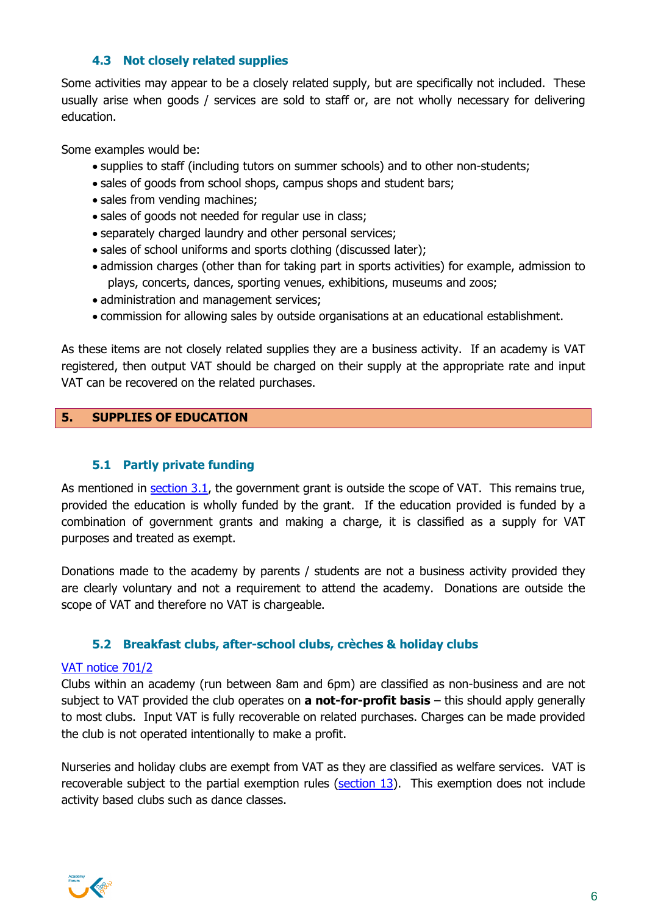### 4.3 Not closely related supplies

Some activities may appear to be a closely related supply, but are specifically not included. These usually arise when goods / services are sold to staff or, are not wholly necessary for delivering education.

Some examples would be:

- supplies to staff (including tutors on summer schools) and to other non-students;
- sales of goods from school shops, campus shops and student bars;
- sales from vending machines;
- sales of goods not needed for regular use in class;
- separately charged laundry and other personal services;
- sales of school uniforms and sports clothing (discussed later);
- admission charges (other than for taking part in sports activities) for example, admission to plays, concerts, dances, sporting venues, exhibitions, museums and zoos;
- administration and management services;
- commission for allowing sales by outside organisations at an educational establishment.

As these items are not closely related supplies they are a business activity. If an academy is VAT registered, then output VAT should be charged on their supply at the appropriate rate and input VAT can be recovered on the related purchases.

## 5. SUPPLIES OF EDUCATION

### 5.1 Partly private funding

As mentioned in section 3.1, the government grant is outside the scope of VAT. This remains true, provided the education is wholly funded by the grant. If the education provided is funded by a combination of government grants and making a charge, it is classified as a supply for VAT purposes and treated as exempt.

Donations made to the academy by parents / students are not a business activity provided they are clearly voluntary and not a requirement to attend the academy. Donations are outside the scope of VAT and therefore no VAT is chargeable.

### 5.2 Breakfast clubs, after-school clubs, crèches & holiday clubs

VAT notice 701/2

Clubs within an academy (run between 8am and 6pm) are classified as non-business and are not subject to VAT provided the club operates on **a not-for-profit basis** – this should apply generally to most clubs. Input VAT is fully recoverable on related purchases. Charges can be made provided the club is not operated intentionally to make a profit.

Nurseries and holiday clubs are exempt from VAT as they are classified as welfare services. VAT is recoverable subject to the partial exemption rules (section 13). This exemption does not include activity based clubs such as dance classes.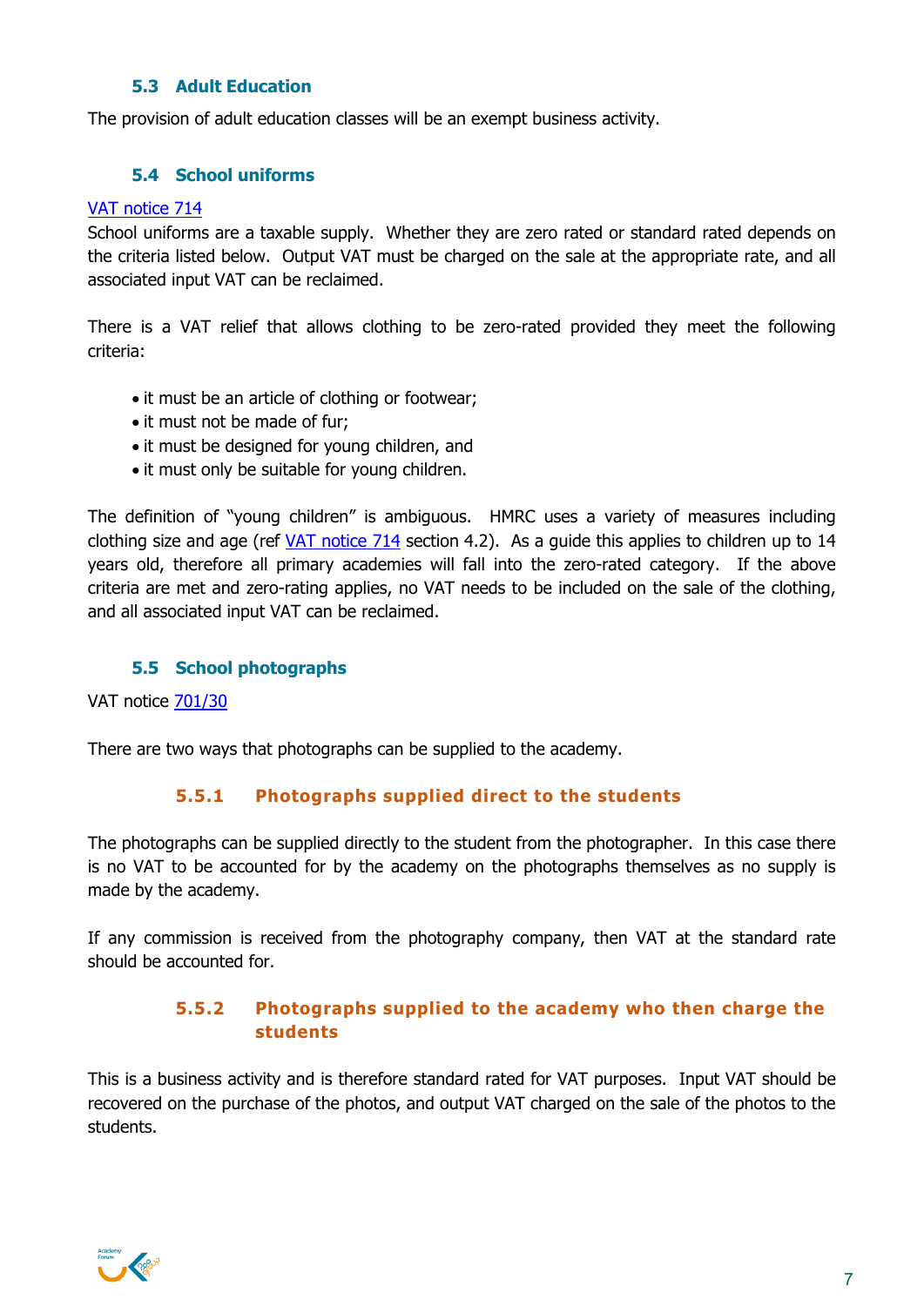### 5.3 Adult Education

The provision of adult education classes will be an exempt business activity.

### 5.4 School uniforms

VAT notice 714

School uniforms are a taxable supply. Whether they are zero rated or standard rated depends on the criteria listed below. Output VAT must be charged on the sale at the appropriate rate, and all associated input VAT can be reclaimed.

There is a VAT relief that allows clothing to be zero-rated provided they meet the following criteria:

- it must be an article of clothing or footwear;
- it must not be made of fur;
- it must be designed for young children, and
- it must only be suitable for young children.

The definition of "young children" is ambiguous. HMRC uses a variety of measures including clothing size and age (ref VAT notice 714 section 4.2). As a guide this applies to children up to 14 years old, therefore all primary academies will fall into the zero-rated category. If the above criteria are met and zero-rating applies, no VAT needs to be included on the sale of the clothing, and all associated input VAT can be reclaimed.

### 5.5 School photographs

VAT notice 701/30

There are two ways that photographs can be supplied to the academy.

#### 5.5.1 Photographs supplied direct to the students

The photographs can be supplied directly to the student from the photographer. In this case there is no VAT to be accounted for by the academy on the photographs themselves as no supply is made by the academy.

If any commission is received from the photography company, then VAT at the standard rate should be accounted for.

#### 5.5.2 Photographs supplied to the academy who then charge the students

This is a business activity and is therefore standard rated for VAT purposes. Input VAT should be recovered on the purchase of the photos, and output VAT charged on the sale of the photos to the students.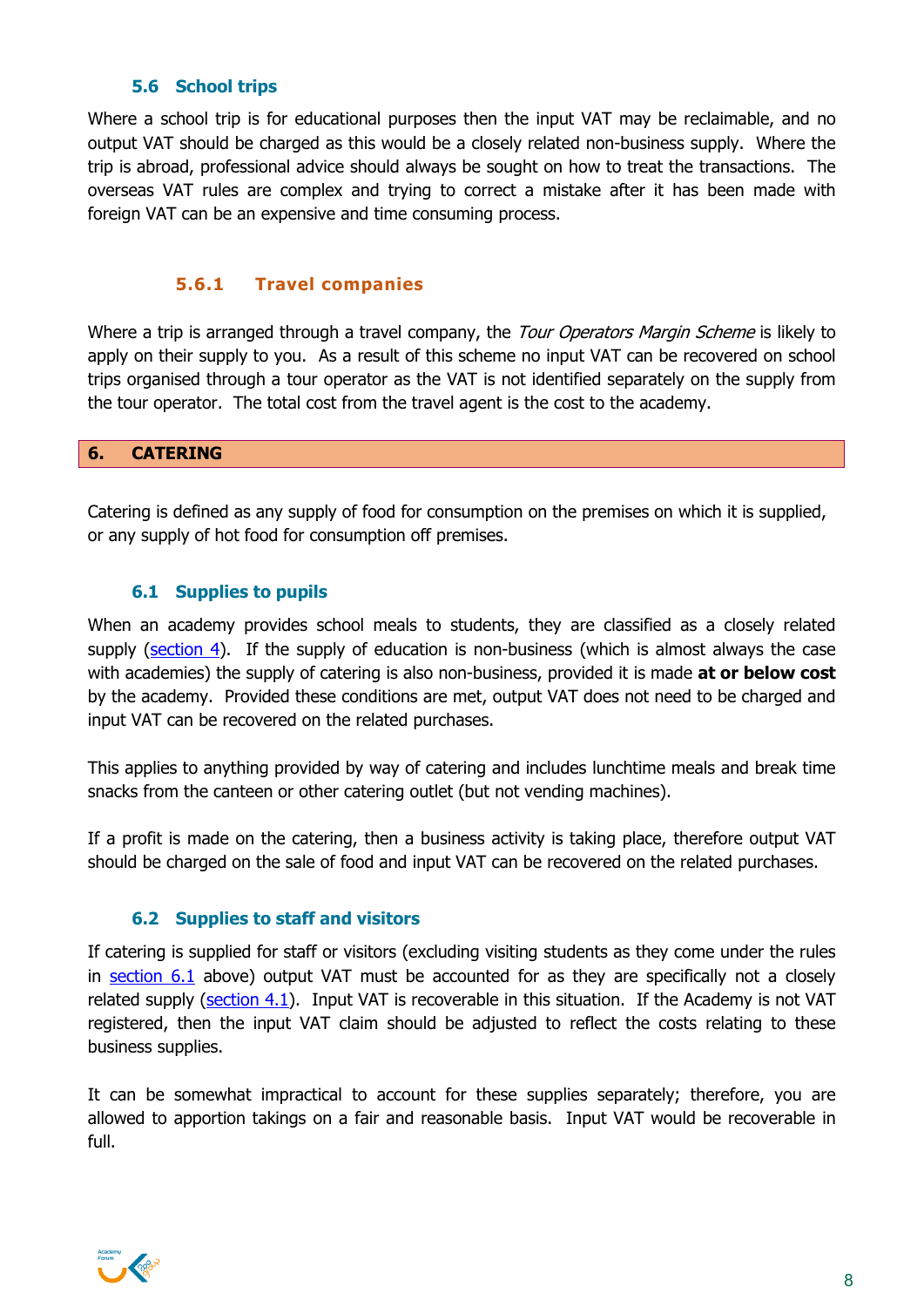### 5.6 School trips

Where a school trip is for educational purposes then the input VAT may be reclaimable, and no output VAT should be charged as this would be a closely related non-business supply. Where the trip is abroad, professional advice should always be sought on how to treat the transactions. The overseas VAT rules are complex and trying to correct a mistake after it has been made with foreign VAT can be an expensive and time consuming process.

#### 5.6.1 Travel companies

Where a trip is arranged through a travel company, the *Tour Operators Margin Scheme* is likely to apply on their supply to you. As a result of this scheme no input VAT can be recovered on school trips organised through a tour operator as the VAT is not identified separately on the supply from the tour operator. The total cost from the travel agent is the cost to the academy.

## 6. CATERING

Catering is defined as any supply of food for consumption on the premises on which it is supplied, or any supply of hot food for consumption off premises.

### 6.1 Supplies to pupils

When an academy provides school meals to students, they are classified as a closely related supply (section 4). If the supply of education is non-business (which is almost always the case with academies) the supply of catering is also non-business, provided it is made **at or below cost** by the academy. Provided these conditions are met, output VAT does not need to be charged and input VAT can be recovered on the related purchases.

This applies to anything provided by way of catering and includes lunchtime meals and break time snacks from the canteen or other catering outlet (but not vending machines).

If a profit is made on the catering, then a business activity is taking place, therefore output VAT should be charged on the sale of food and input VAT can be recovered on the related purchases.

### 6.2 Supplies to staff and visitors

If catering is supplied for staff or visitors (excluding visiting students as they come under the rules in section 6.1 above) output VAT must be accounted for as they are specifically not a closely related supply (section 4.1). Input VAT is recoverable in this situation. If the Academy is not VAT registered, then the input VAT claim should be adjusted to reflect the costs relating to these business supplies.

It can be somewhat impractical to account for these supplies separately; therefore, you are allowed to apportion takings on a fair and reasonable basis. Input VAT would be recoverable in full.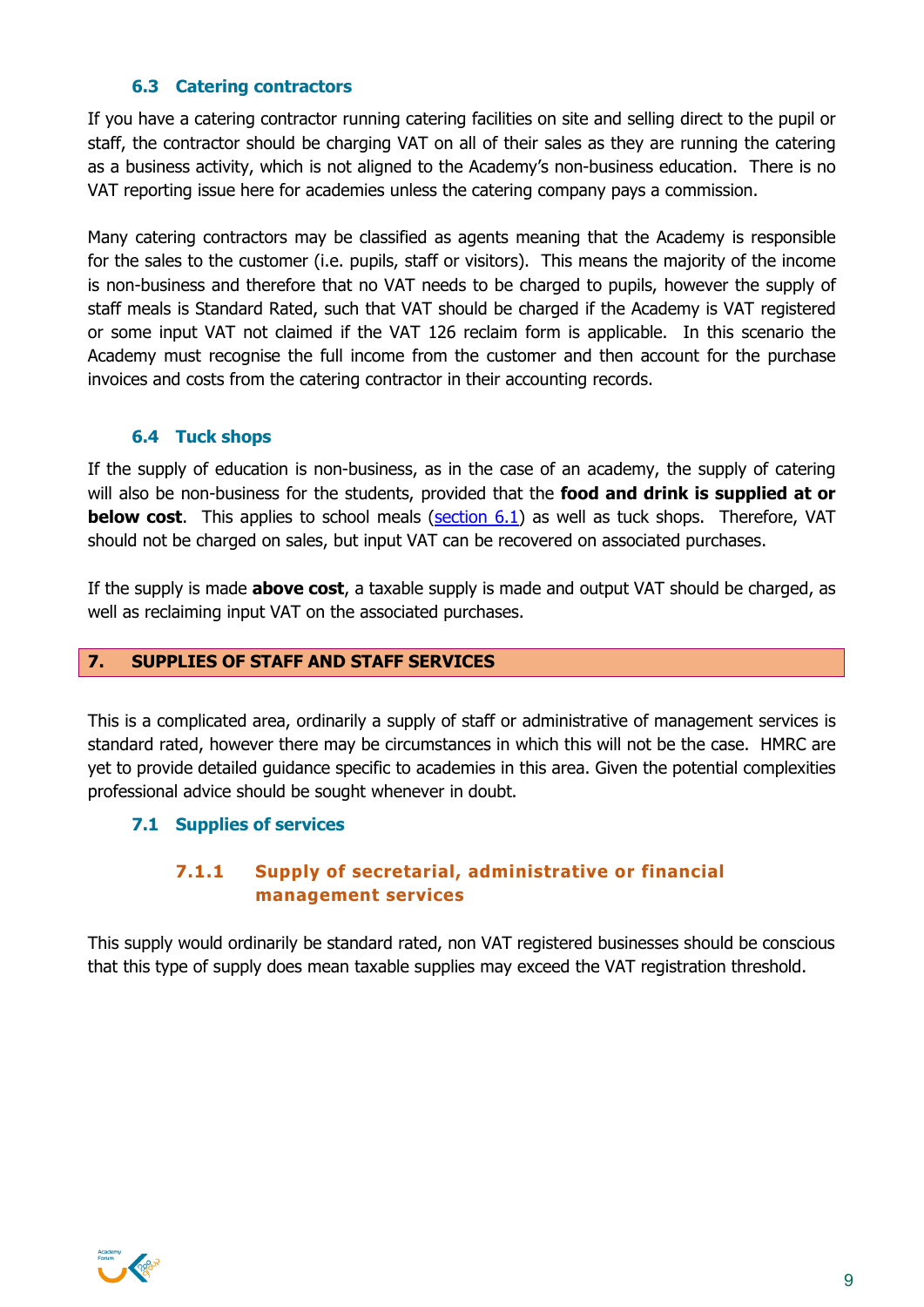### 6.3 Catering contractors

If you have a catering contractor running catering facilities on site and selling direct to the pupil or staff, the contractor should be charging VAT on all of their sales as they are running the catering as a business activity, which is not aligned to the Academy's non-business education. There is no VAT reporting issue here for academies unless the catering company pays a commission.

Many catering contractors may be classified as agents meaning that the Academy is responsible for the sales to the customer (i.e. pupils, staff or visitors). This means the majority of the income is non-business and therefore that no VAT needs to be charged to pupils, however the supply of staff meals is Standard Rated, such that VAT should be charged if the Academy is VAT registered or some input VAT not claimed if the VAT 126 reclaim form is applicable. In this scenario the Academy must recognise the full income from the customer and then account for the purchase invoices and costs from the catering contractor in their accounting records.

### 6.4 Tuck shops

If the supply of education is non-business, as in the case of an academy, the supply of catering will also be non-business for the students, provided that the **food and drink is supplied at or below cost**. This applies to school meals (section 6.1) as well as tuck shops. Therefore, VAT should not be charged on sales, but input VAT can be recovered on associated purchases.

If the supply is made **above cost**, a taxable supply is made and output VAT should be charged, as well as reclaiming input VAT on the associated purchases.

## 7. SUPPLIES OF STAFF AND STAFF SERVICES

This is a complicated area, ordinarily a supply of staff or administrative of management services is standard rated, however there may be circumstances in which this will not be the case. HMRC are yet to provide detailed guidance specific to academies in this area. Given the potential complexities professional advice should be sought whenever in doubt.

### 7.1 Supplies of services

#### 7.1.1 Supply of secretarial, administrative or financial management services

This supply would ordinarily be standard rated, non VAT registered businesses should be conscious that this type of supply does mean taxable supplies may exceed the VAT registration threshold.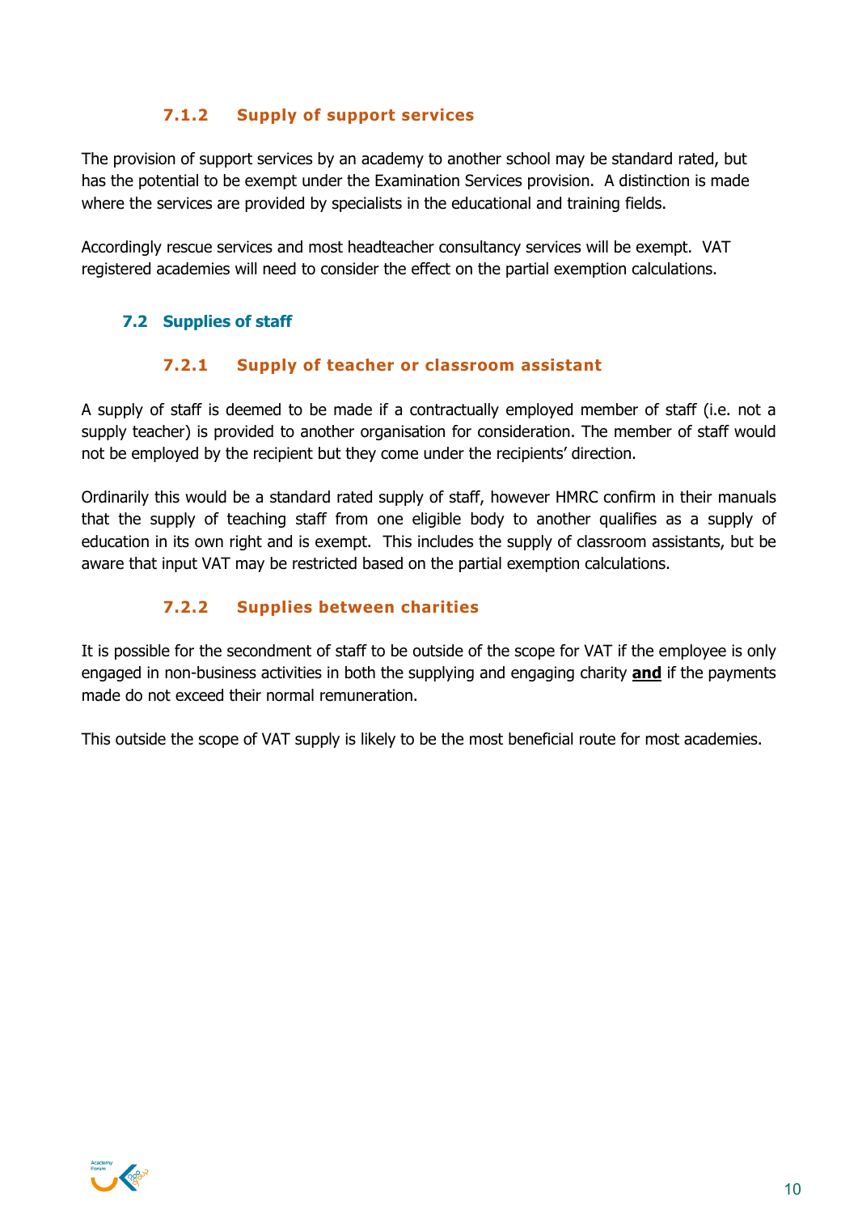#### 7.1.2 Supply of support services

The provision of support services by an academy to another school may be standard rated, but has the potential to be exempt under the Examination Services provision. A distinction is made where the services are provided by specialists in the educational and training fields.

Accordingly rescue services and most headteacher consultancy services will be exempt. VAT registered academies will need to consider the effect on the partial exemption calculations.

### 7.2 Supplies of staff

#### 7.2.1 Supply of teacher or classroom assistant

A supply of staff is deemed to be made if a contractually employed member of staff (i.e. not a supply teacher) is provided to another organisation for consideration. The member of staff would not be employed by the recipient but they come under the recipients' direction.

Ordinarily this would be a standard rated supply of staff, however HMRC confirm in their manuals that the supply of teaching staff from one eligible body to another qualifies as a supply of education in its own right and is exempt. This includes the supply of classroom assistants, but be aware that input VAT may be restricted based on the partial exemption calculations.

#### 7.2.2 Supplies between charities

It is possible for the secondment of staff to be outside of the scope for VAT if the employee is only engaged in non-business activities in both the supplying and engaging charity **and** if the payments made do not exceed their normal remuneration.

This outside the scope of VAT supply is likely to be the most beneficial route for most academies.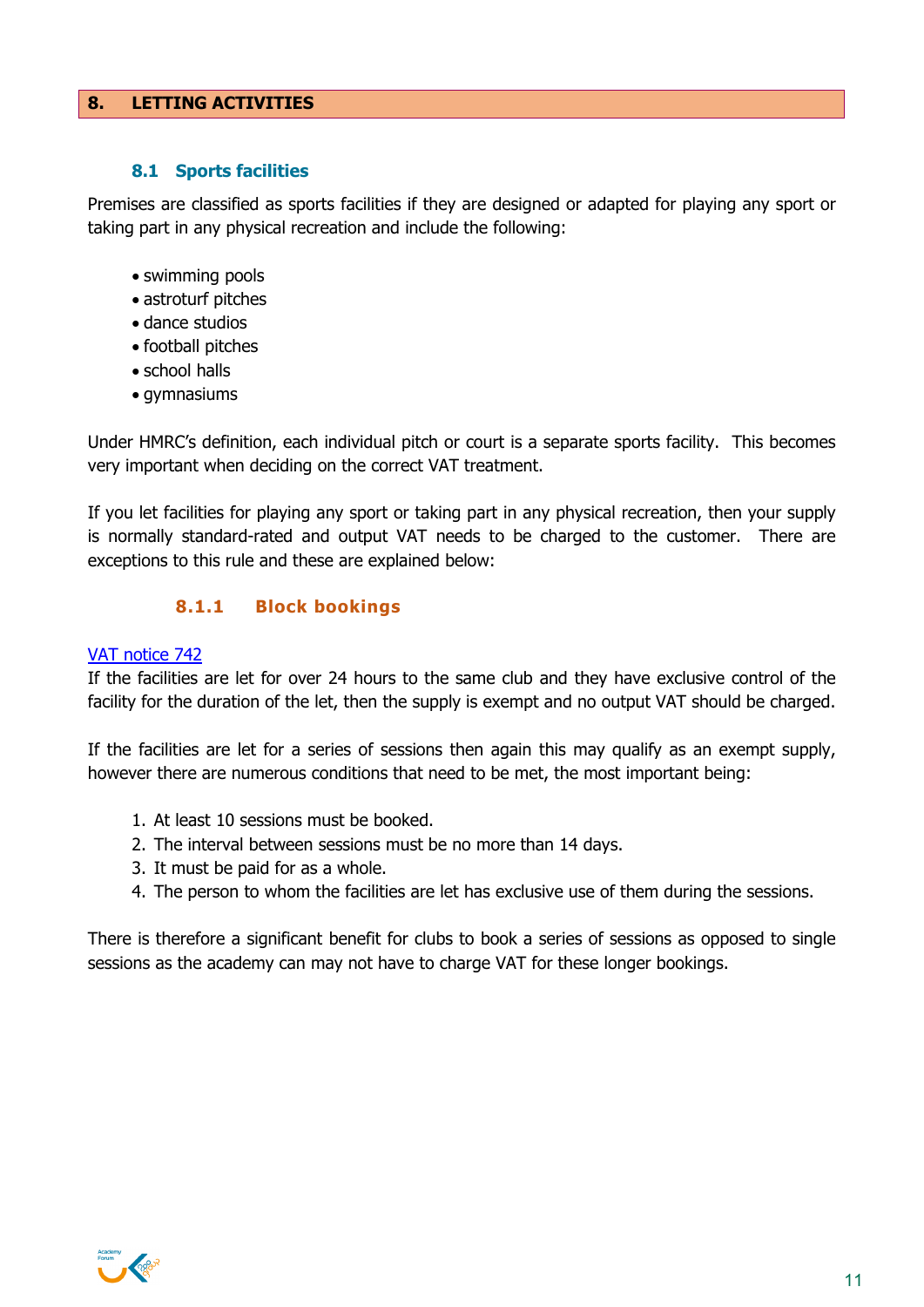## 8. LETTING ACTIVITIES

### 8.1 Sports facilities

Premises are classified as sports facilities if they are designed or adapted for playing any sport or taking part in any physical recreation and include the following:

- swimming pools
- astroturf pitches
- dance studios
- football pitches
- school halls
- gymnasiums

Under HMRC's definition, each individual pitch or court is a separate sports facility. This becomes very important when deciding on the correct VAT treatment.

If you let facilities for playing any sport or taking part in any physical recreation, then your supply is normally standard-rated and output VAT needs to be charged to the customer. There are exceptions to this rule and these are explained below:

#### 8.1.1 Block bookings

[VAT notice 742](VAT notice 742)

If the facilities are let for over 24 hours to the same club and they have exclusive control of the facility for the duration of the let, then the supply is exempt and no output VAT should be charged.

If the facilities are let for a series of sessions then again this may qualify as an exempt supply, however there are numerous conditions that need to be met, the most important being:

1. At least 10 sessions must be booked.
2. The interval between sessions must be no more than 14 days.
3. It must be paid for as a whole.
4. The person to whom the facilities are let has exclusive use of them during the sessions.

There is therefore a significant benefit for clubs to book a series of sessions as opposed to single sessions as the academy can may not have to charge VAT for these longer bookings.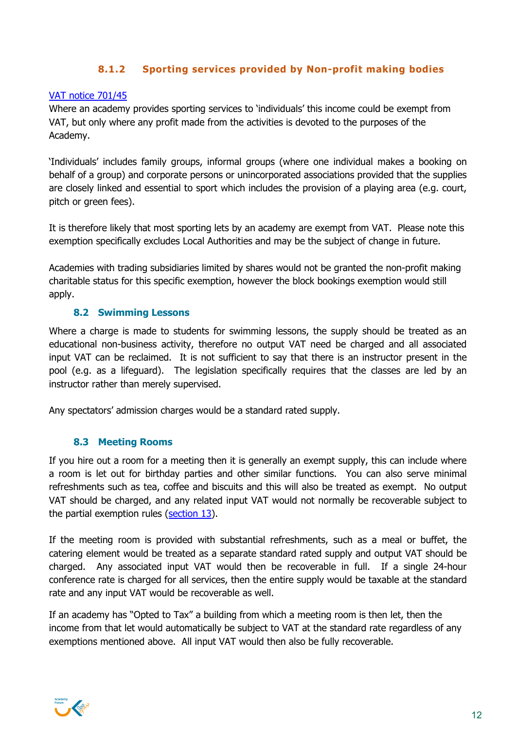#### 8.1.2 Sporting services provided by Non-profit making bodies

VAT notice 701/45

Where an academy provides sporting services to 'individuals' this income could be exempt from VAT, but only where any profit made from the activities is devoted to the purposes of the Academy.

'Individuals' includes family groups, informal groups (where one individual makes a booking on behalf of a group) and corporate persons or unincorporated associations provided that the supplies are closely linked and essential to sport which includes the provision of a playing area (e.g. court, pitch or green fees).

It is therefore likely that most sporting lets by an academy are exempt from VAT. Please note this exemption specifically excludes Local Authorities and may be the subject of change in future.

Academies with trading subsidiaries limited by shares would not be granted the non-profit making charitable status for this specific exemption, however the block bookings exemption would still apply.

### 8.2 Swimming Lessons

Where a charge is made to students for swimming lessons, the supply should be treated as an educational non-business activity, therefore no output VAT need be charged and all associated input VAT can be reclaimed. It is not sufficient to say that there is an instructor present in the pool (e.g. as a lifeguard). The legislation specifically requires that the classes are led by an instructor rather than merely supervised.

Any spectators' admission charges would be a standard rated supply.

### 8.3 Meeting Rooms

If you hire out a room for a meeting then it is generally an exempt supply, this can include where a room is let out for birthday parties and other similar functions. You can also serve minimal refreshments such as tea, coffee and biscuits and this will also be treated as exempt. No output VAT should be charged, and any related input VAT would not normally be recoverable subject to the partial exemption rules (section 13).

If the meeting room is provided with substantial refreshments, such as a meal or buffet, the catering element would be treated as a separate standard rated supply and output VAT should be charged. Any associated input VAT would then be recoverable in full. If a single 24-hour conference rate is charged for all services, then the entire supply would be taxable at the standard rate and any input VAT would be recoverable as well.

If an academy has "Opted to Tax" a building from which a meeting room is then let, then the income from that let would automatically be subject to VAT at the standard rate regardless of any exemptions mentioned above. All input VAT would then also be fully recoverable.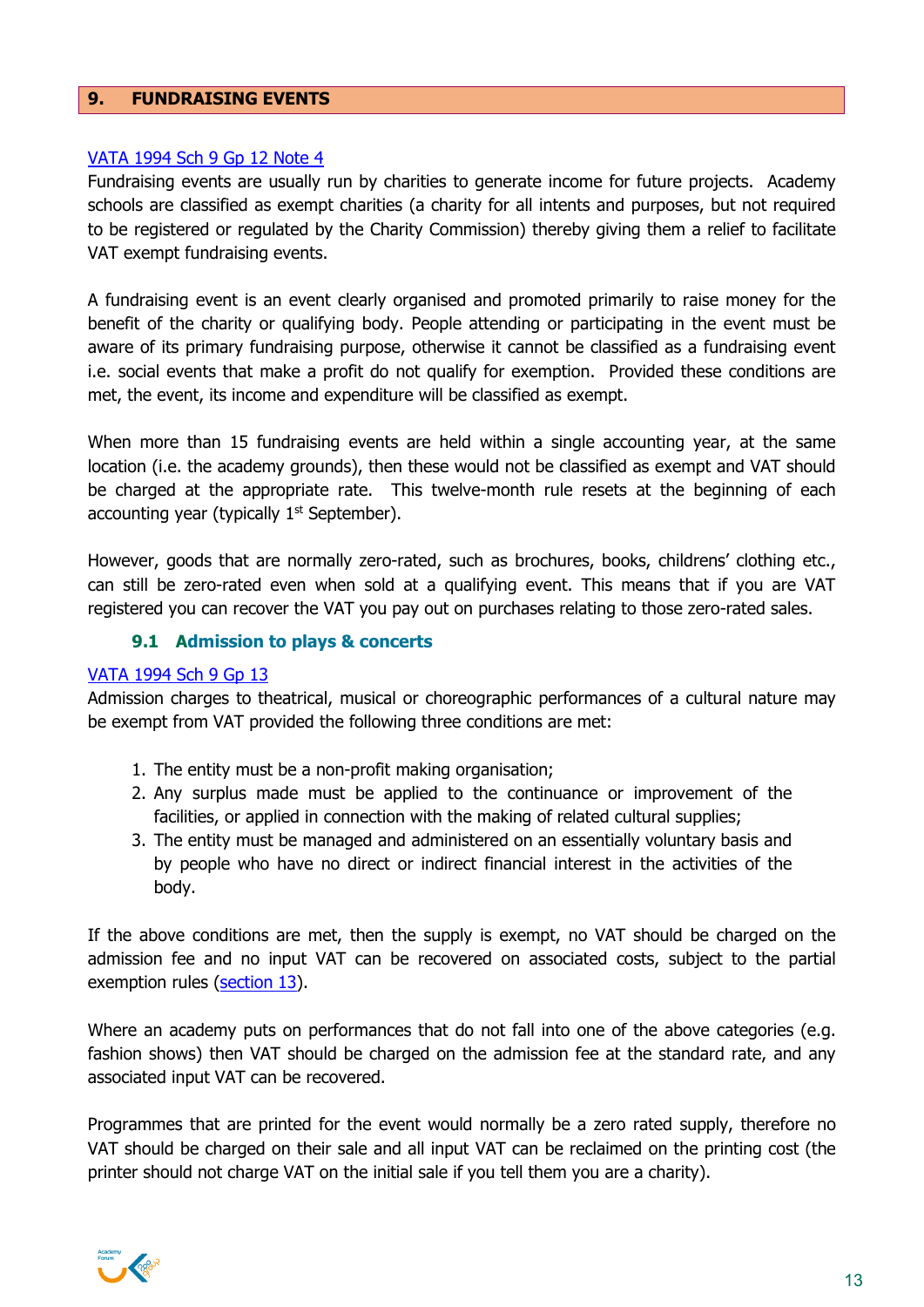## 9. FUNDRAISING EVENTS

VATA 1994 Sch 9 Gp 12 Note 4

Fundraising events are usually run by charities to generate income for future projects. Academy schools are classified as exempt charities (a charity for all intents and purposes, but not required to be registered or regulated by the Charity Commission) thereby giving them a relief to facilitate VAT exempt fundraising events.

A fundraising event is an event clearly organised and promoted primarily to raise money for the benefit of the charity or qualifying body. People attending or participating in the event must be aware of its primary fundraising purpose, otherwise it cannot be classified as a fundraising event i.e. social events that make a profit do not qualify for exemption. Provided these conditions are met, the event, its income and expenditure will be classified as exempt.

When more than 15 fundraising events are held within a single accounting year, at the same location (i.e. the academy grounds), then these would not be classified as exempt and VAT should be charged at the appropriate rate. This twelve-month rule resets at the beginning of each accounting year (typically 1st September).

However, goods that are normally zero-rated, such as brochures, books, childrens' clothing etc., can still be zero-rated even when sold at a qualifying event. This means that if you are VAT registered you can recover the VAT you pay out on purchases relating to those zero-rated sales.

### 9.1 Admission to plays & concerts

VATA 1994 Sch 9 Gp 13

Admission charges to theatrical, musical or choreographic performances of a cultural nature may be exempt from VAT provided the following three conditions are met:

1. The entity must be a non-profit making organisation;
2. Any surplus made must be applied to the continuance or improvement of the facilities, or applied in connection with the making of related cultural supplies;
3. The entity must be managed and administered on an essentially voluntary basis and by people who have no direct or indirect financial interest in the activities of the body.

If the above conditions are met, then the supply is exempt, no VAT should be charged on the admission fee and no input VAT can be recovered on associated costs, subject to the partial exemption rules (section 13).

Where an academy puts on performances that do not fall into one of the above categories (e.g. fashion shows) then VAT should be charged on the admission fee at the standard rate, and any associated input VAT can be recovered.

Programmes that are printed for the event would normally be a zero rated supply, therefore no VAT should be charged on their sale and all input VAT can be reclaimed on the printing cost (the printer should not charge VAT on the initial sale if you tell them you are a charity).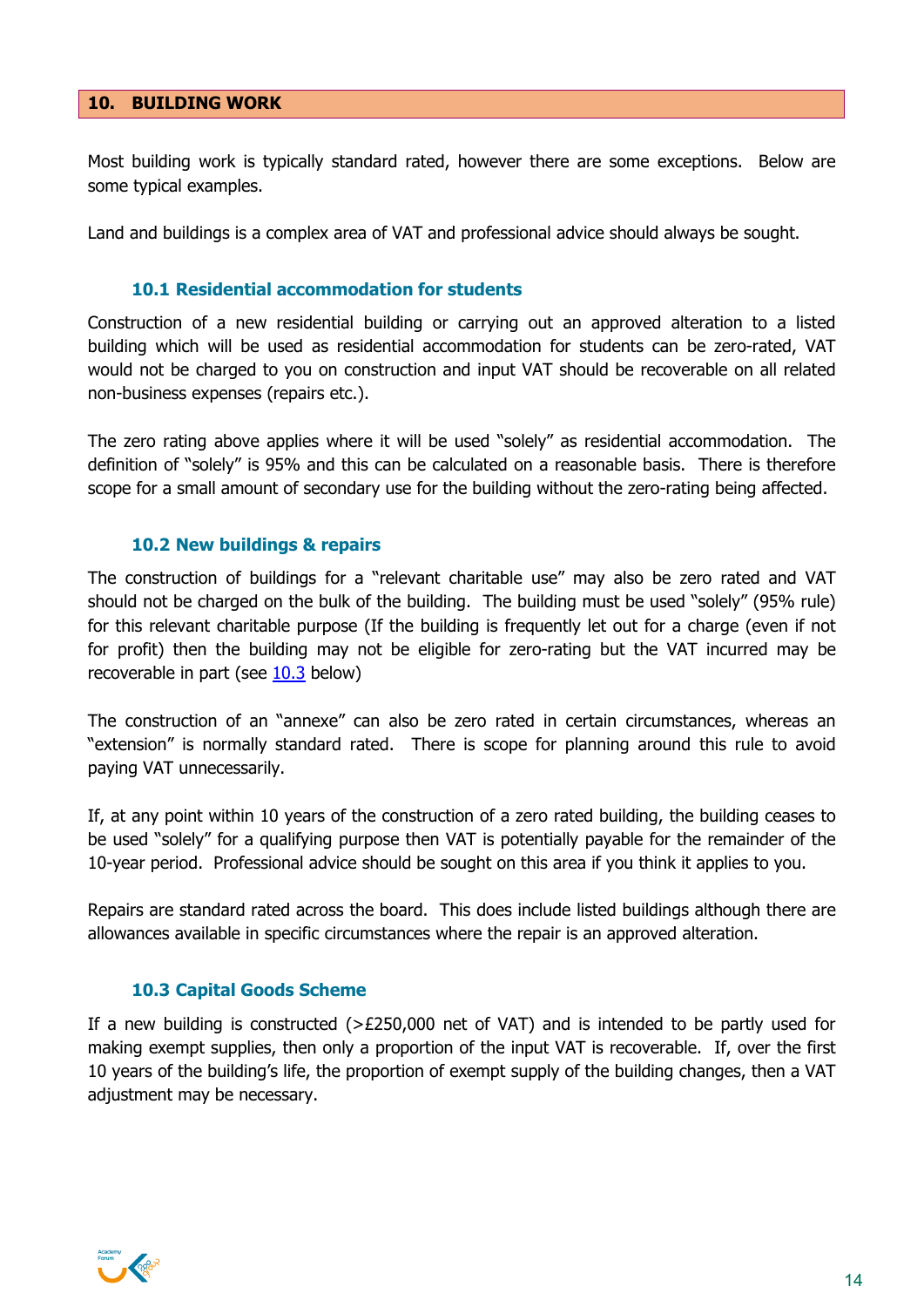## 10. BUILDING WORK

Most building work is typically standard rated, however there are some exceptions. Below are some typical examples.

Land and buildings is a complex area of VAT and professional advice should always be sought.

### 10.1 Residential accommodation for students

Construction of a new residential building or carrying out an approved alteration to a listed building which will be used as residential accommodation for students can be zero-rated, VAT would not be charged to you on construction and input VAT should be recoverable on all related non-business expenses (repairs etc.).

The zero rating above applies where it will be used "solely" as residential accommodation. The definition of "solely" is 95% and this can be calculated on a reasonable basis. There is therefore scope for a small amount of secondary use for the building without the zero-rating being affected.

### 10.2 New buildings & repairs

The construction of buildings for a "relevant charitable use" may also be zero rated and VAT should not be charged on the bulk of the building. The building must be used "solely" (95% rule) for this relevant charitable purpose (If the building is frequently let out for a charge (even if not for profit) then the building may not be eligible for zero-rating but the VAT incurred may be recoverable in part (see 10.3 below)

The construction of an "annexe" can also be zero rated in certain circumstances, whereas an "extension" is normally standard rated. There is scope for planning around this rule to avoid paying VAT unnecessarily.

If, at any point within 10 years of the construction of a zero rated building, the building ceases to be used "solely" for a qualifying purpose then VAT is potentially payable for the remainder of the 10-year period. Professional advice should be sought on this area if you think it applies to you.

Repairs are standard rated across the board. This does include listed buildings although there are allowances available in specific circumstances where the repair is an approved alteration.

### 10.3 Capital Goods Scheme

If a new building is constructed (>£250,000 net of VAT) and is intended to be partly used for making exempt supplies, then only a proportion of the input VAT is recoverable. If, over the first 10 years of the building's life, the proportion of exempt supply of the building changes, then a VAT adjustment may be necessary.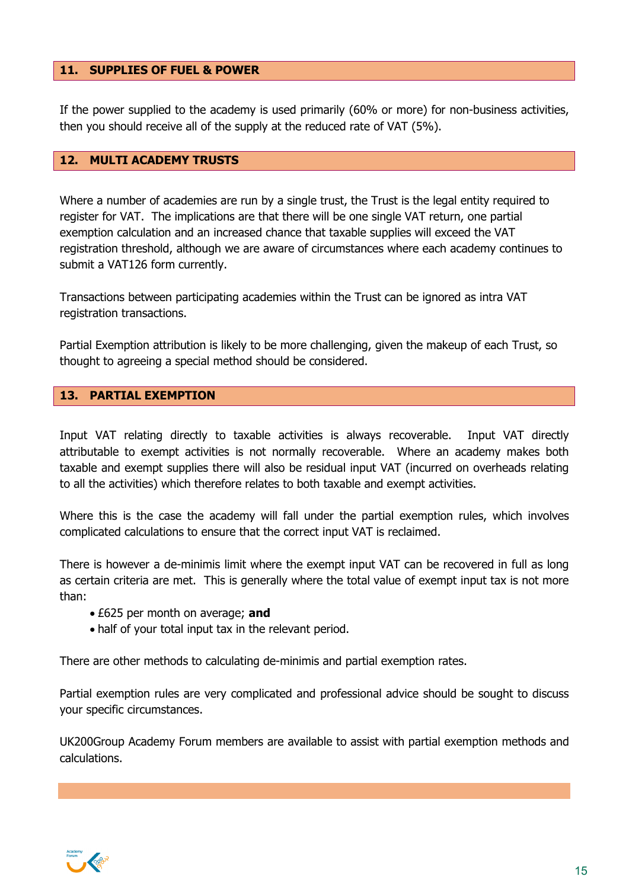## 11. SUPPLIES OF FUEL & POWER

If the power supplied to the academy is used primarily (60% or more) for non-business activities, then you should receive all of the supply at the reduced rate of VAT (5%).

## 12. MULTI ACADEMY TRUSTS

Where a number of academies are run by a single trust, the Trust is the legal entity required to register for VAT. The implications are that there will be one single VAT return, one partial exemption calculation and an increased chance that taxable supplies will exceed the VAT registration threshold, although we are aware of circumstances where each academy continues to submit a VAT126 form currently.

Transactions between participating academies within the Trust can be ignored as intra VAT registration transactions.

Partial Exemption attribution is likely to be more challenging, given the makeup of each Trust, so thought to agreeing a special method should be considered.

## 13. PARTIAL EXEMPTION

Input VAT relating directly to taxable activities is always recoverable. Input VAT directly attributable to exempt activities is not normally recoverable. Where an academy makes both taxable and exempt supplies there will also be residual input VAT (incurred on overheads relating to all the activities) which therefore relates to both taxable and exempt activities.

Where this is the case the academy will fall under the partial exemption rules, which involves complicated calculations to ensure that the correct input VAT is reclaimed.

There is however a de-minimis limit where the exempt input VAT can be recovered in full as long as certain criteria are met. This is generally where the total value of exempt input tax is not more than:

- £625 per month on average; **and**
- half of your total input tax in the relevant period.

There are other methods to calculating de-minimis and partial exemption rates.

Partial exemption rules are very complicated and professional advice should be sought to discuss your specific circumstances.

UK200Group Academy Forum members are available to assist with partial exemption methods and calculations.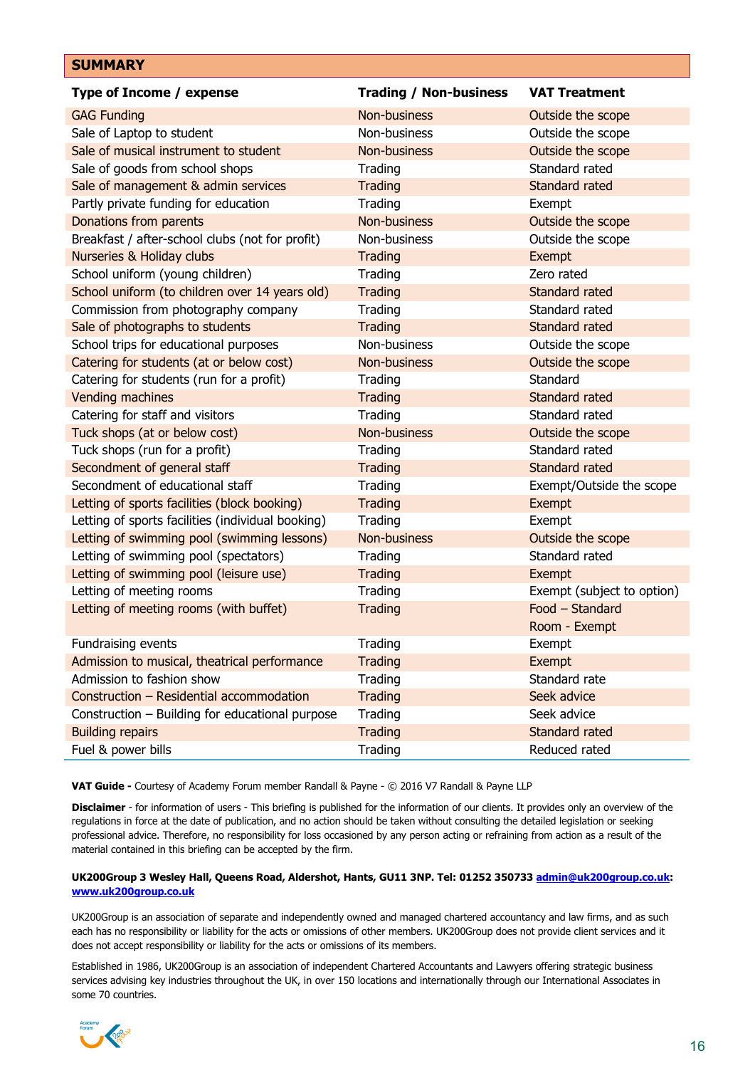## SUMMARY

| Type of Income / expense | Trading / Non-business | VAT Treatment |
|---|---|---|
| GAG Funding | Non-business | Outside the scope |
| Sale of Laptop to student | Non-business | Outside the scope |
| Sale of musical instrument to student | Non-business | Outside the scope |
| Sale of goods from school shops | Trading | Standard rated |
| Sale of management & admin services | Trading | Standard rated |
| Partly private funding for education | Trading | Exempt |
| Donations from parents | Non-business | Outside the scope |
| Breakfast / after-school clubs (not for profit) | Non-business | Outside the scope |
| Nurseries & Holiday clubs | Trading | Exempt |
| School uniform (young children) | Trading | Zero rated |
| School uniform (to children over 14 years old) | Trading | Standard rated |
| Commission from photography company | Trading | Standard rated |
| Sale of photographs to students | Trading | Standard rated |
| School trips for educational purposes | Non-business | Outside the scope |
| Catering for students (at or below cost) | Non-business | Outside the scope |
| Catering for students (run for a profit) | Trading | Standard |
| Vending machines | Trading | Standard rated |
| Catering for staff and visitors | Trading | Standard rated |
| Tuck shops (at or below cost) | Non-business | Outside the scope |
| Tuck shops (run for a profit) | Trading | Standard rated |
| Secondment of general staff | Trading | Standard rated |
| Secondment of educational staff | Trading | Exempt/Outside the scope |
| Letting of sports facilities (block booking) | Trading | Exempt |
| Letting of sports facilities (individual booking) | Trading | Exempt |
| Letting of swimming pool (swimming lessons) | Non-business | Outside the scope |
| Letting of swimming pool (spectators) | Trading | Standard rated |
| Letting of swimming pool (leisure use) | Trading | Exempt |
| Letting of meeting rooms | Trading | Exempt (subject to option) |
| Letting of meeting rooms (with buffet) | Trading | Food – Standard<br>Room - Exempt |
| Fundraising events | Trading | Exempt |
| Admission to musical, theatrical performance | Trading | Exempt |
| Admission to fashion show | Trading | Standard rate |
| Construction – Residential accommodation | Trading | Seek advice |
| Construction – Building for educational purpose | Trading | Seek advice |
| Building repairs | Trading | Standard rated |
| Fuel & power bills | Trading | Reduced rated |

**VAT Guide -** Courtesy of Academy Forum member Randall & Payne - © 2016 V7 Randall & Payne LLP

**Disclaimer** - for information of users - This briefing is published for the information of our clients. It provides only an overview of the regulations in force at the date of publication, and no action should be taken without consulting the detailed legislation or seeking professional advice. Therefore, no responsibility for loss occasioned by any person acting or refraining from action as a result of the material contained in this briefing can be accepted by the firm.

**UK200Group 3 Wesley Hall, Queens Road, Aldershot, Hants, GU11 3NP. Tel: 01252 350733 admin@uk200group.co.uk: www.uk200group.co.uk**

UK200Group is an association of separate and independently owned and managed chartered accountancy and law firms, and as such each has no responsibility or liability for the acts or omissions of other members. UK200Group does not provide client services and it does not accept responsibility or liability for the acts or omissions of its members.

Established in 1986, UK200Group is an association of independent Chartered Accountants and Lawyers offering strategic business services advising key industries throughout the UK, in over 150 locations and internationally through our International Associates in some 70 countries.